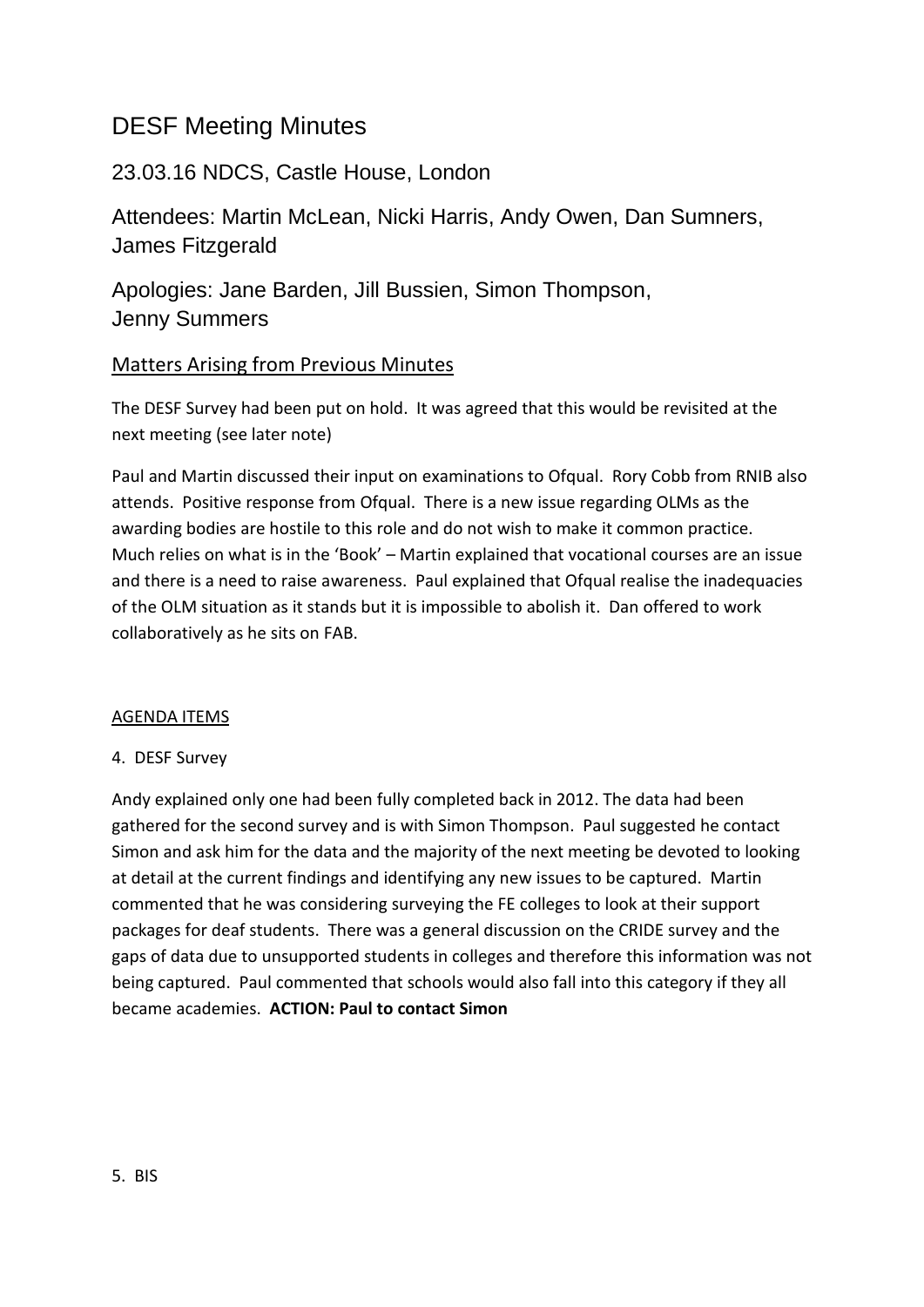# DESF Meeting Minutes

## 23.03.16 NDCS, Castle House, London

Attendees: Martin McLean, Nicki Harris, Andy Owen, Dan Sumners, James Fitzgerald

Apologies: Jane Barden, Jill Bussien, Simon Thompson, Jenny Summers

### Matters Arising from Previous Minutes

The DESF Survey had been put on hold. It was agreed that this would be revisited at the next meeting (see later note)

Paul and Martin discussed their input on examinations to Ofqual. Rory Cobb from RNIB also attends. Positive response from Ofqual. There is a new issue regarding OLMs as the awarding bodies are hostile to this role and do not wish to make it common practice. Much relies on what is in the 'Book' – Martin explained that vocational courses are an issue and there is a need to raise awareness. Paul explained that Ofqual realise the inadequacies of the OLM situation as it stands but it is impossible to abolish it. Dan offered to work collaboratively as he sits on FAB.

AGENDA ITEMS

4. DESF Survey

Andy explained only one had been fully completed back in 2012. The data had been gathered for the second survey and is with Simon Thompson. Paul suggested he contact Simon and ask him for the data and the majority of the next meeting be devoted to looking at detail at the current findings and identifying any new issues to be captured. Martin commented that he was considering surveying the FE colleges to look at their support packages for deaf students. There was a general discussion on the CRIDE survey and the gaps of data due to unsupported students in colleges and therefore this information was not being captured. Paul commented that schools would also fall into this category if they all became academies. **ACTION: Paul to contact Simon**

5. BIS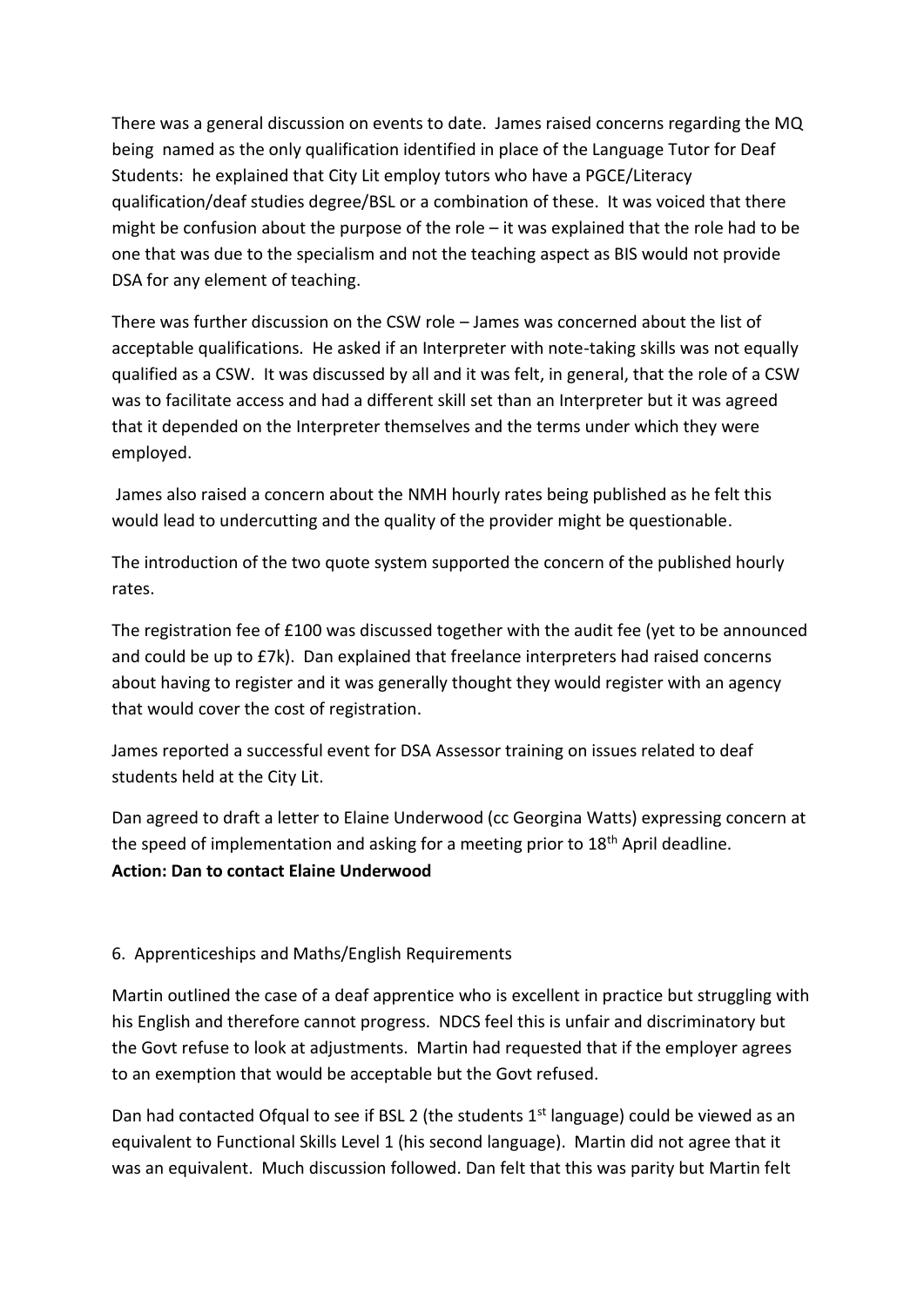There was a general discussion on events to date. James raised concerns regarding the MQ being named as the only qualification identified in place of the Language Tutor for Deaf Students: he explained that City Lit employ tutors who have a PGCE/Literacy qualification/deaf studies degree/BSL or a combination of these. It was voiced that there might be confusion about the purpose of the role – it was explained that the role had to be one that was due to the specialism and not the teaching aspect as BIS would not provide DSA for any element of teaching.

There was further discussion on the CSW role – James was concerned about the list of acceptable qualifications. He asked if an Interpreter with note-taking skills was not equally qualified as a CSW. It was discussed by all and it was felt, in general, that the role of a CSW was to facilitate access and had a different skill set than an Interpreter but it was agreed that it depended on the Interpreter themselves and the terms under which they were employed.

James also raised a concern about the NMH hourly rates being published as he felt this would lead to undercutting and the quality of the provider might be questionable.

The introduction of the two quote system supported the concern of the published hourly rates.

The registration fee of £100 was discussed together with the audit fee (yet to be announced and could be up to £7k). Dan explained that freelance interpreters had raised concerns about having to register and it was generally thought they would register with an agency that would cover the cost of registration.

James reported a successful event for DSA Assessor training on issues related to deaf students held at the City Lit.

Dan agreed to draft a letter to Elaine Underwood (cc Georgina Watts) expressing concern at the speed of implementation and asking for a meeting prior to 18th April deadline.
**Action: Dan to contact Elaine Underwood**

6. Apprenticeships and Maths/English Requirements

Martin outlined the case of a deaf apprentice who is excellent in practice but struggling with his English and therefore cannot progress. NDCS feel this is unfair and discriminatory but the Govt refuse to look at adjustments. Martin had requested that if the employer agrees to an exemption that would be acceptable but the Govt refused.

Dan had contacted Ofqual to see if BSL 2 (the students 1st language) could be viewed as an equivalent to Functional Skills Level 1 (his second language). Martin did not agree that it was an equivalent. Much discussion followed. Dan felt that this was parity but Martin felt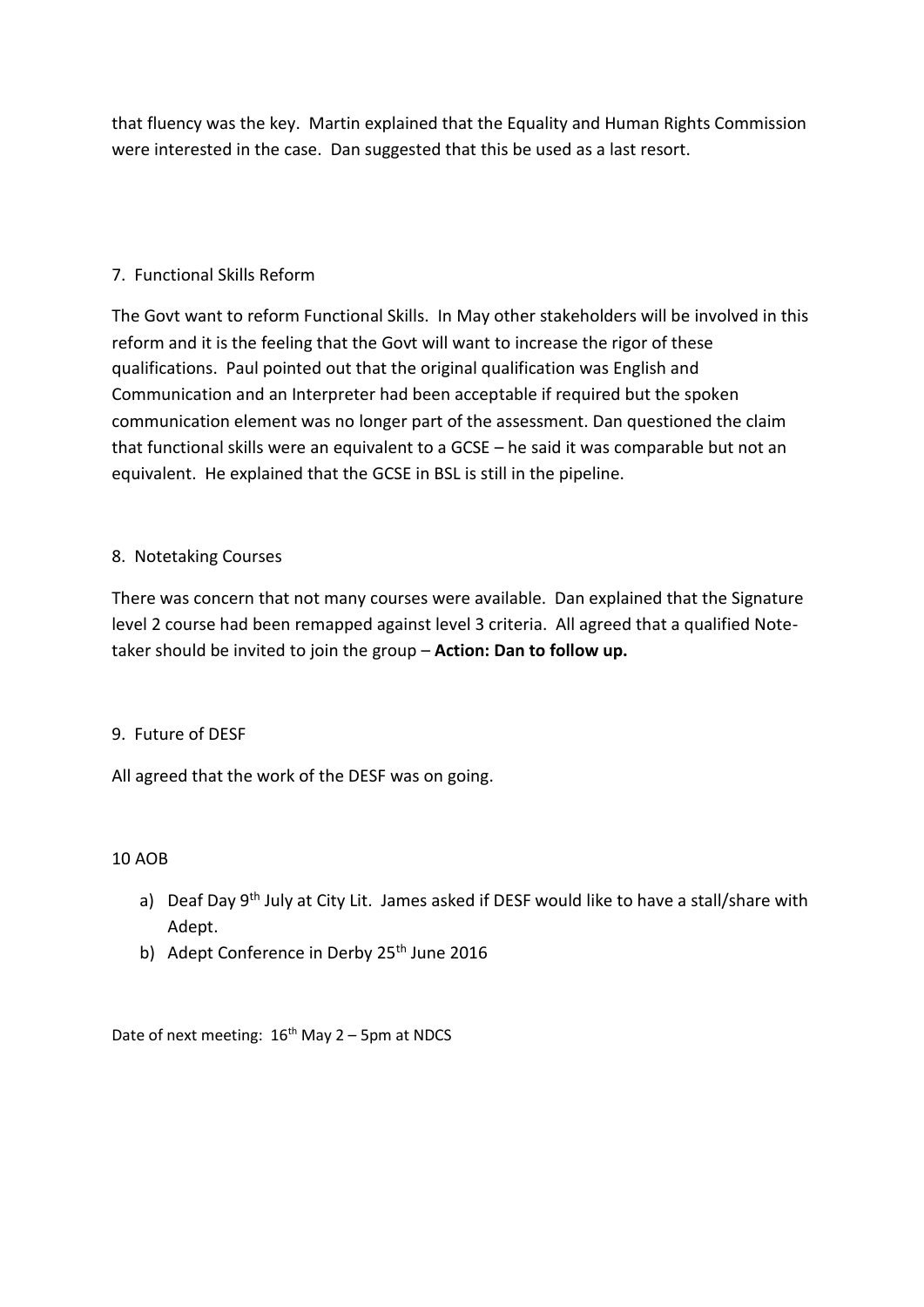that fluency was the key. Martin explained that the Equality and Human Rights Commission were interested in the case. Dan suggested that this be used as a last resort.

7. Functional Skills Reform

The Govt want to reform Functional Skills. In May other stakeholders will be involved in this reform and it is the feeling that the Govt will want to increase the rigor of these qualifications. Paul pointed out that the original qualification was English and Communication and an Interpreter had been acceptable if required but the spoken communication element was no longer part of the assessment. Dan questioned the claim that functional skills were an equivalent to a GCSE – he said it was comparable but not an equivalent. He explained that the GCSE in BSL is still in the pipeline.

8. Notetaking Courses

There was concern that not many courses were available. Dan explained that the Signature level 2 course had been remapped against level 3 criteria. All agreed that a qualified Note-taker should be invited to join the group – **Action: Dan to follow up.**

9. Future of DESF

All agreed that the work of the DESF was on going.

10 AOB

a) Deaf Day 9th July at City Lit. James asked if DESF would like to have a stall/share with Adept.
b) Adept Conference in Derby 25th June 2016

Date of next meeting: 16th May 2 – 5pm at NDCS